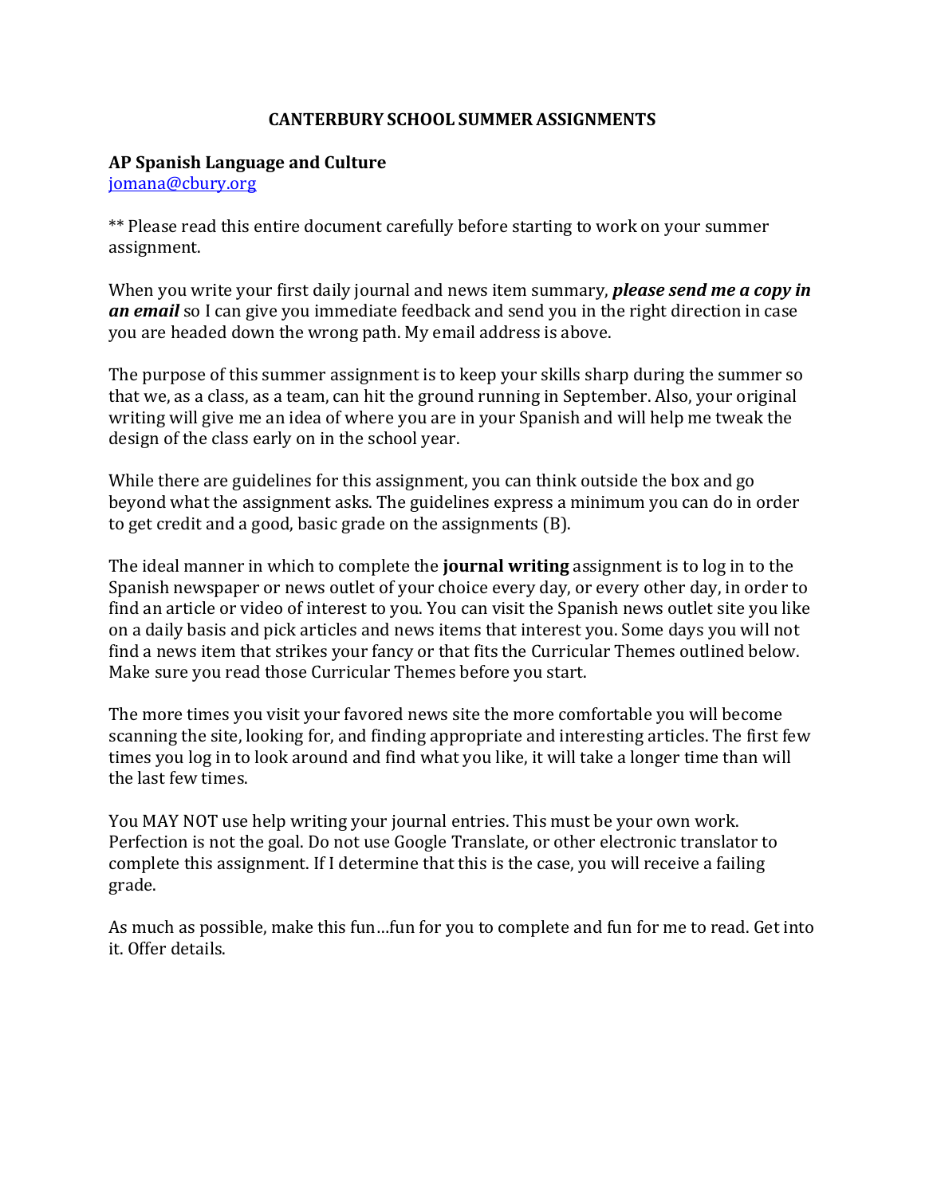# CANTERBURY SCHOOL SUMMER ASSIGNMENTS

## AP Spanish Language and Culture

[jomana@cbury.org](mailto:jomana@cbury.org)

** Please read this entire document carefully before starting to work on your summer assignment.

When you write your first daily journal and news item summary, ***please send me a copy in an email*** so I can give you immediate feedback and send you in the right direction in case you are headed down the wrong path. My email address is above.

The purpose of this summer assignment is to keep your skills sharp during the summer so that we, as a class, as a team, can hit the ground running in September. Also, your original writing will give me an idea of where you are in your Spanish and will help me tweak the design of the class early on in the school year.

While there are guidelines for this assignment, you can think outside the box and go beyond what the assignment asks. The guidelines express a minimum you can do in order to get credit and a good, basic grade on the assignments (B).

The ideal manner in which to complete the **journal writing** assignment is to log in to the Spanish newspaper or news outlet of your choice every day, or every other day, in order to find an article or video of interest to you. You can visit the Spanish news outlet site you like on a daily basis and pick articles and news items that interest you. Some days you will not find a news item that strikes your fancy or that fits the Curricular Themes outlined below. Make sure you read those Curricular Themes before you start.

The more times you visit your favored news site the more comfortable you will become scanning the site, looking for, and finding appropriate and interesting articles. The first few times you log in to look around and find what you like, it will take a longer time than will the last few times.

You MAY NOT use help writing your journal entries. This must be your own work. Perfection is not the goal. Do not use Google Translate, or other electronic translator to complete this assignment. If I determine that this is the case, you will receive a failing grade.

As much as possible, make this fun…fun for you to complete and fun for me to read. Get into it. Offer details.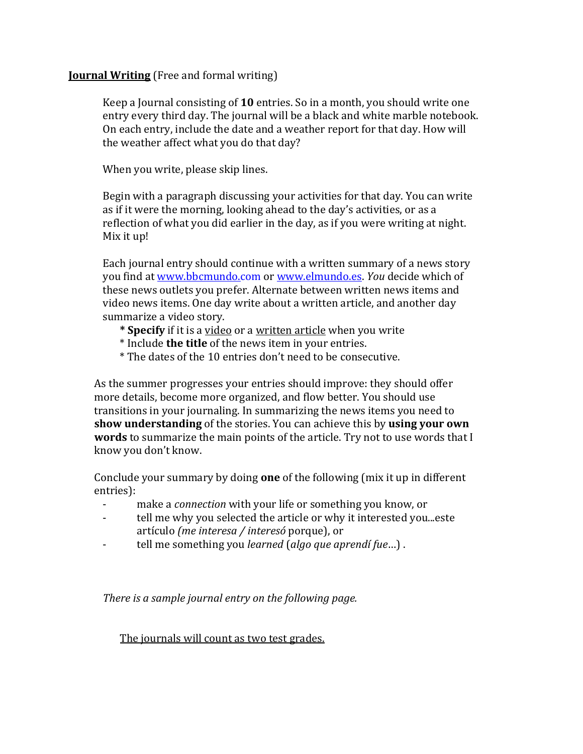**<u>Journal Writing</u>** (Free and formal writing)

Keep a Journal consisting of **10** entries. So in a month, you should write one entry every third day. The journal will be a black and white marble notebook. On each entry, include the date and a weather report for that day. How will the weather affect what you do that day?

When you write, please skip lines.

Begin with a paragraph discussing your activities for that day. You can write as if it were the morning, looking ahead to the day's activities, or as a reflection of what you did earlier in the day, as if you were writing at night. Mix it up!

Each journal entry should continue with a written summary of a news story you find at [www.bbcmundo.com](http://www.bbcmundo.com) or [www.elmundo.es](http://www.elmundo.es). *You* decide which of these news outlets you prefer. Alternate between written news items and video news items. One day write about a written article, and another day summarize a video story.

- **Specify** if it is a <u>video</u> or a <u>written article</u> when you write
- Include **the title** of the news item in your entries.
- The dates of the 10 entries don't need to be consecutive.

As the summer progresses your entries should improve: they should offer more details, become more organized, and flow better. You should use transitions in your journaling. In summarizing the news items you need to **show understanding** of the stories. You can achieve this by **using your own words** to summarize the main points of the article. Try not to use words that I know you don't know.

Conclude your summary by doing **one** of the following (mix it up in different entries):

- make a *connection* with your life or something you know, or
- tell me why you selected the article or why it interested you...este artículo *(me interesa / interesó* porque), or
- tell me something you *learned* (*algo que aprendí fue*…) .

*There is a sample journal entry on the following page.*

<u>The journals will count as two test grades.</u>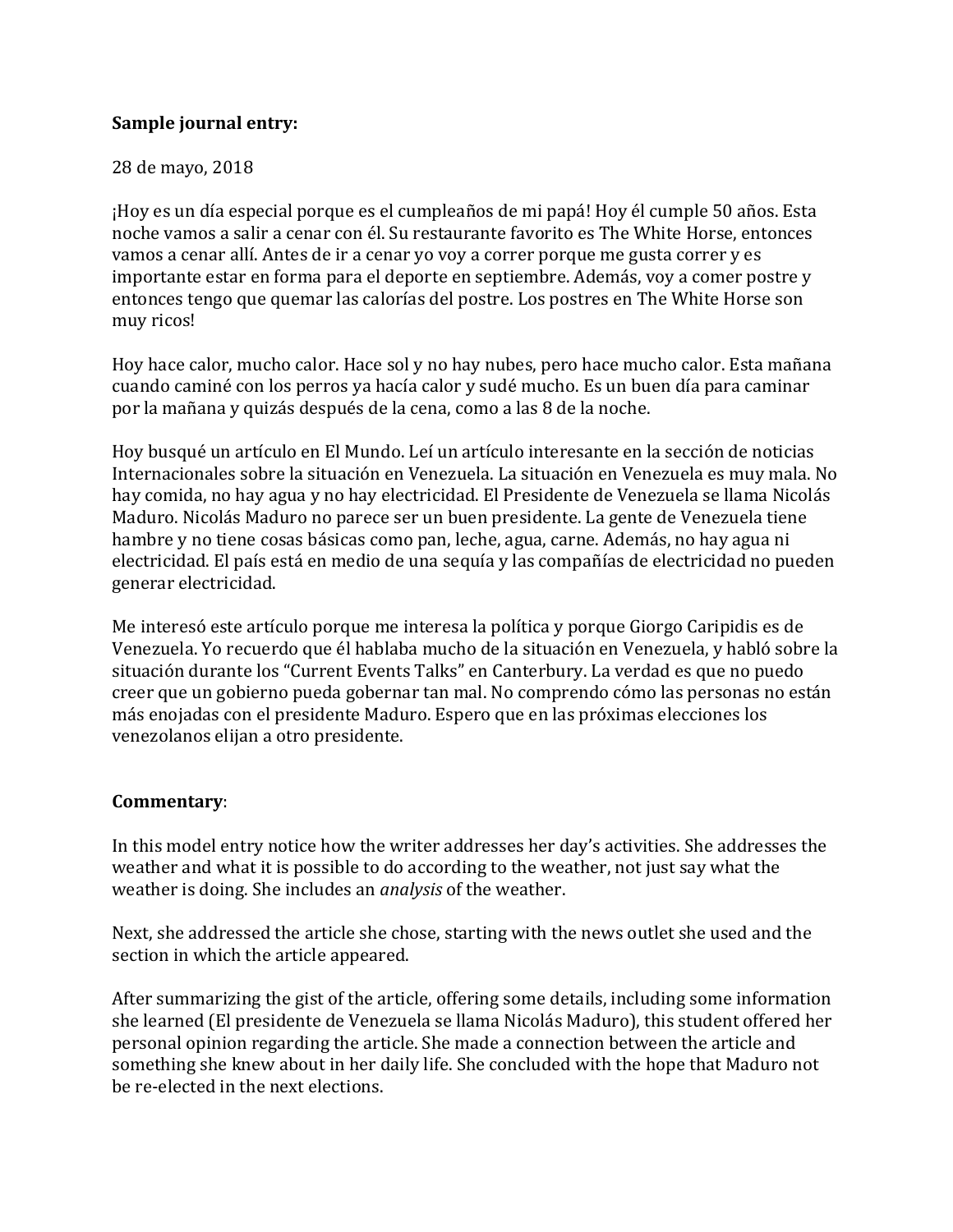**Sample journal entry:**

28 de mayo, 2018

¡Hoy es un día especial porque es el cumpleaños de mi papá! Hoy él cumple 50 años. Esta noche vamos a salir a cenar con él. Su restaurante favorito es The White Horse, entonces vamos a cenar allí. Antes de ir a cenar yo voy a correr porque me gusta correr y es importante estar en forma para el deporte en septiembre. Además, voy a comer postre y entonces tengo que quemar las calorías del postre. Los postres en The White Horse son muy ricos!

Hoy hace calor, mucho calor. Hace sol y no hay nubes, pero hace mucho calor. Esta mañana cuando caminé con los perros ya hacía calor y sudé mucho. Es un buen día para caminar por la mañana y quizás después de la cena, como a las 8 de la noche.

Hoy busqué un artículo en El Mundo. Leí un artículo interesante en la sección de noticias Internacionales sobre la situación en Venezuela. La situación en Venezuela es muy mala. No hay comida, no hay agua y no hay electricidad. El Presidente de Venezuela se llama Nicolás Maduro. Nicolás Maduro no parece ser un buen presidente. La gente de Venezuela tiene hambre y no tiene cosas básicas como pan, leche, agua, carne. Además, no hay agua ni electricidad. El país está en medio de una sequía y las compañías de electricidad no pueden generar electricidad.

Me interesó este artículo porque me interesa la política y porque Giorgo Caripidis es de Venezuela. Yo recuerdo que él hablaba mucho de la situación en Venezuela, y habló sobre la situación durante los "Current Events Talks" en Canterbury. La verdad es que no puedo creer que un gobierno pueda gobernar tan mal. No comprendo cómo las personas no están más enojadas con el presidente Maduro. Espero que en las próximas elecciones los venezolanos elijan a otro presidente.

**Commentary**:

In this model entry notice how the writer addresses her day's activities. She addresses the weather and what it is possible to do according to the weather, not just say what the weather is doing. She includes an *analysis* of the weather.

Next, she addressed the article she chose, starting with the news outlet she used and the section in which the article appeared.

After summarizing the gist of the article, offering some details, including some information she learned (El presidente de Venezuela se llama Nicolás Maduro), this student offered her personal opinion regarding the article. She made a connection between the article and something she knew about in her daily life. She concluded with the hope that Maduro not be re-elected in the next elections.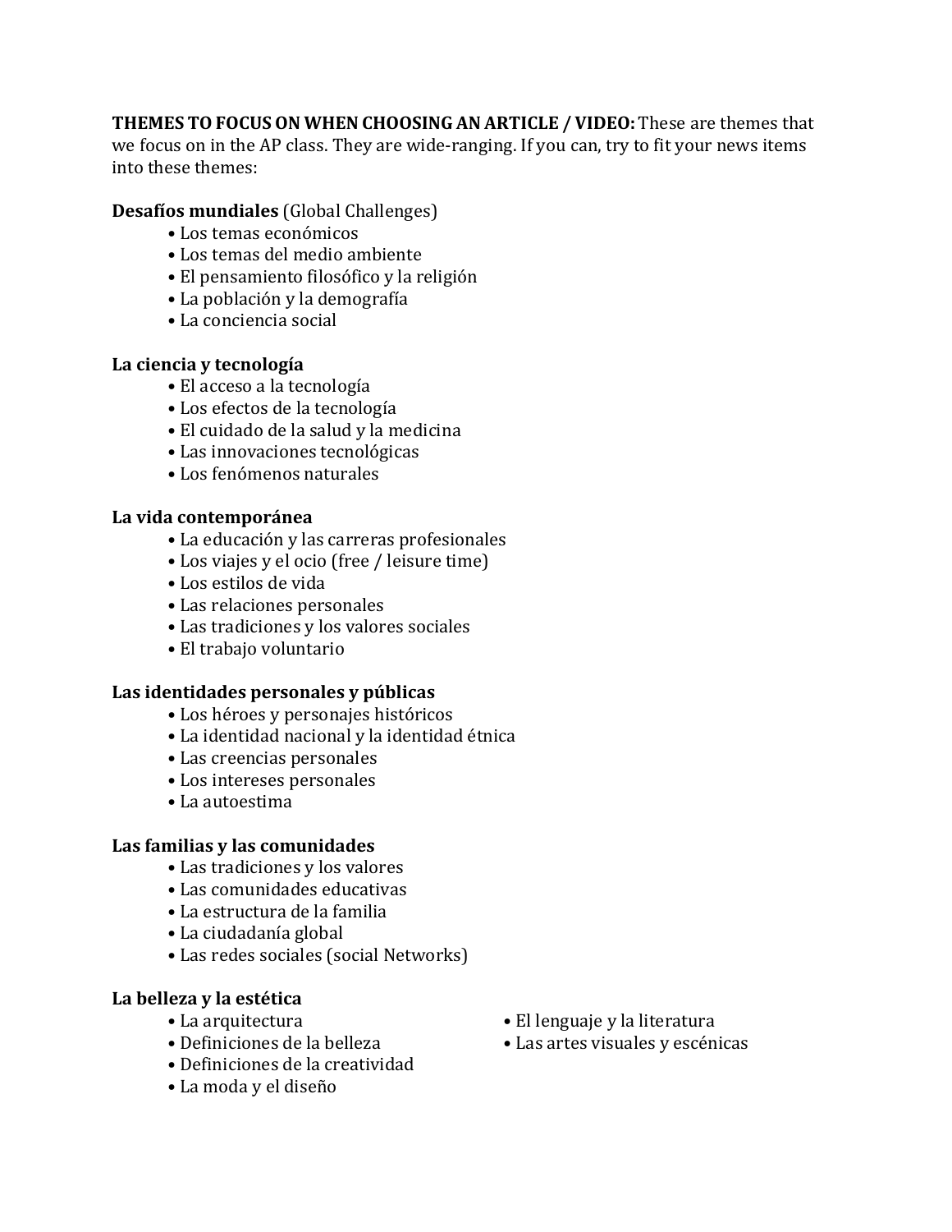**THEMES TO FOCUS ON WHEN CHOOSING AN ARTICLE / VIDEO:** These are themes that we focus on in the AP class. They are wide-ranging. If you can, try to fit your news items into these themes:

**Desafíos mundiales** (Global Challenges)

- Los temas económicos
- Los temas del medio ambiente
- El pensamiento filosófico y la religión
- La población y la demografía
- La conciencia social

**La ciencia y tecnología**

- El acceso a la tecnología
- Los efectos de la tecnología
- El cuidado de la salud y la medicina
- Las innovaciones tecnológicas
- Los fenómenos naturales

**La vida contemporánea**

- La educación y las carreras profesionales
- Los viajes y el ocio (free / leisure time)
- Los estilos de vida
- Las relaciones personales
- Las tradiciones y los valores sociales
- El trabajo voluntario

**Las identidades personales y públicas**

- Los héroes y personajes históricos
- La identidad nacional y la identidad étnica
- Las creencias personales
- Los intereses personales
- La autoestima

**Las familias y las comunidades**

- Las tradiciones y los valores
- Las comunidades educativas
- La estructura de la familia
- La ciudadanía global
- Las redes sociales (social Networks)

**La belleza y la estética**

- La arquitectura
- Definiciones de la belleza
- Definiciones de la creatividad
- La moda y el diseño
- El lenguaje y la literatura
- Las artes visuales y escénicas